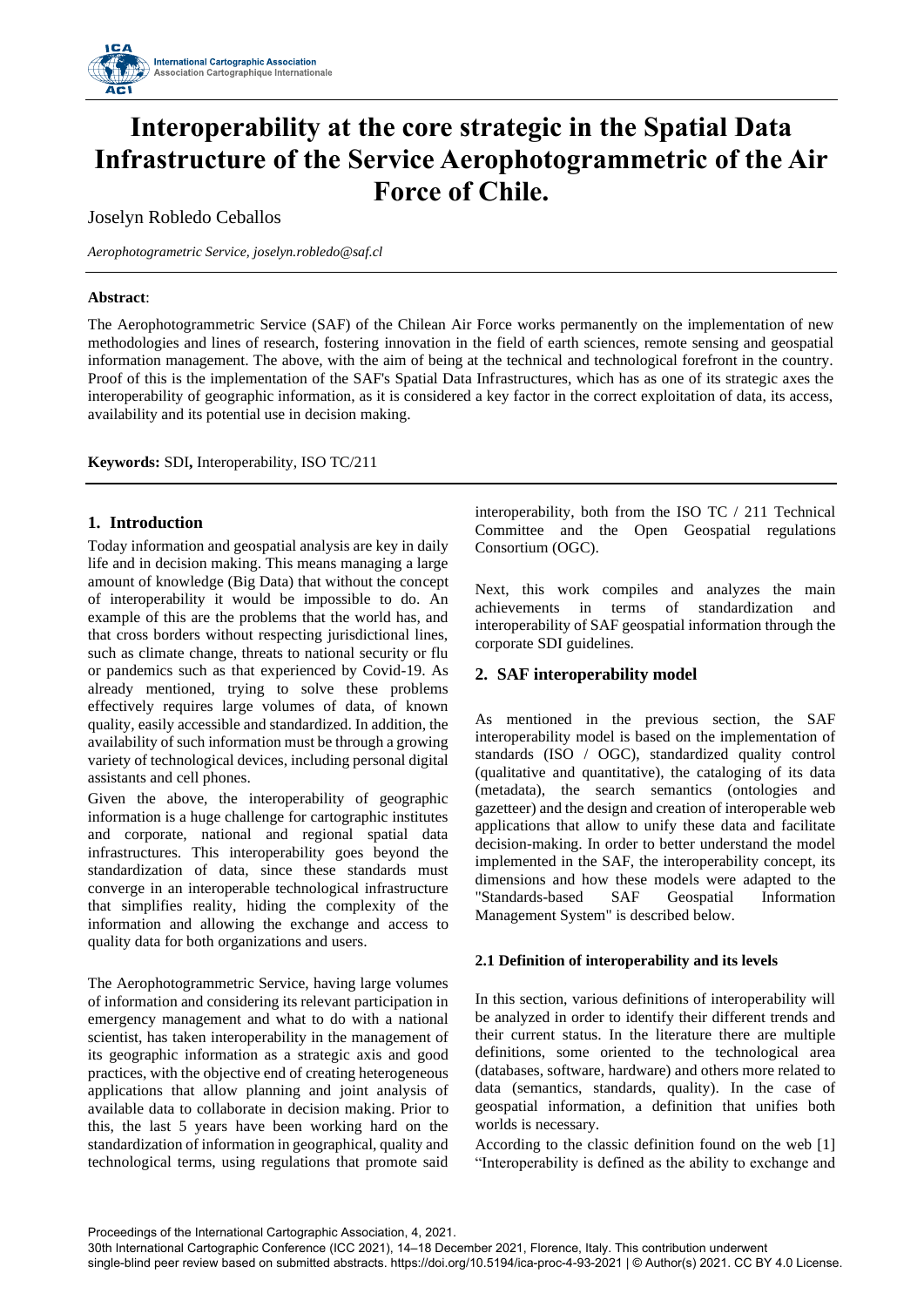# Interoperability at the core strategic in the Spatial Data Infrastructure of the Service Aerophotogrammetric of the Air Force of Chile.

Joselyn Robledo Ceballos

*Aerophotogrametric Service, joselyn.robledo@saf.cl*

**Abstract**:

The Aerophotogrammetric Service (SAF) of the Chilean Air Force works permanently on the implementation of new methodologies and lines of research, fostering innovation in the field of earth sciences, remote sensing and geospatial information management. The above, with the aim of being at the technical and technological forefront in the country. Proof of this is the implementation of the SAF's Spatial Data Infrastructures, which has as one of its strategic axes the interoperability of geographic information, as it is considered a key factor in the correct exploitation of data, its access, availability and its potential use in decision making.

**Keywords:** SDI**,** Interoperability, ISO TC/211

## 1. Introduction

Today information and geospatial analysis are key in daily life and in decision making. This means managing a large amount of knowledge (Big Data) that without the concept of interoperability it would be impossible to do. An example of this are the problems that the world has, and that cross borders without respecting jurisdictional lines, such as climate change, threats to national security or flu or pandemics such as that experienced by Covid-19. As already mentioned, trying to solve these problems effectively requires large volumes of data, of known quality, easily accessible and standardized. In addition, the availability of such information must be through a growing variety of technological devices, including personal digital assistants and cell phones.

Given the above, the interoperability of geographic information is a huge challenge for cartographic institutes and corporate, national and regional spatial data infrastructures. This interoperability goes beyond the standardization of data, since these standards must converge in an interoperable technological infrastructure that simplifies reality, hiding the complexity of the information and allowing the exchange and access to quality data for both organizations and users.

The Aerophotogrammetric Service, having large volumes of information and considering its relevant participation in emergency management and what to do with a national scientist, has taken interoperability in the management of its geographic information as a strategic axis and good practices, with the objective end of creating heterogeneous applications that allow planning and joint analysis of available data to collaborate in decision making. Prior to this, the last 5 years have been working hard on the standardization of information in geographical, quality and technological terms, using regulations that promote said interoperability, both from the ISO TC / 211 Technical Committee and the Open Geospatial regulations Consortium (OGC).

Next, this work compiles and analyzes the main achievements in terms of standardization and interoperability of SAF geospatial information through the corporate SDI guidelines.

## 2. SAF interoperability model

As mentioned in the previous section, the SAF interoperability model is based on the implementation of standards (ISO / OGC), standardized quality control (qualitative and quantitative), the cataloging of its data (metadata), the search semantics (ontologies and gazetteer) and the design and creation of interoperable web applications that allow to unify these data and facilitate decision-making. In order to better understand the model implemented in the SAF, the interoperability concept, its dimensions and how these models were adapted to the "Standards-based SAF Geospatial Information Management System" is described below.

### 2.1 Definition of interoperability and its levels

In this section, various definitions of interoperability will be analyzed in order to identify their different trends and their current status. In the literature there are multiple definitions, some oriented to the technological area (databases, software, hardware) and others more related to data (semantics, standards, quality). In the case of geospatial information, a definition that unifies both worlds is necessary.

According to the classic definition found on the web [1] "Interoperability is defined as the ability to exchange and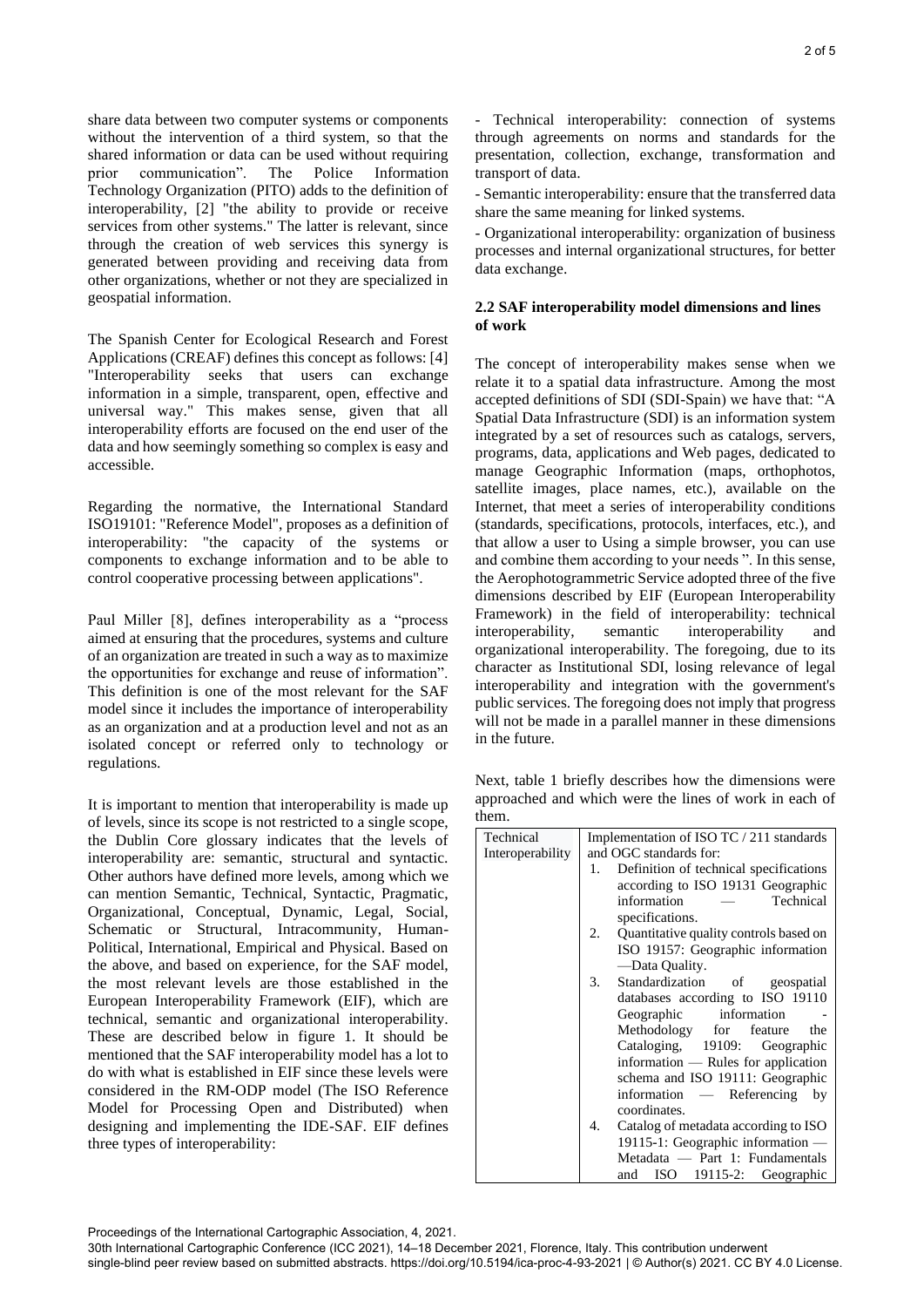share data between two computer systems or components without the intervention of a third system, so that the shared information or data can be used without requiring prior communication". The Police Information Technology Organization (PITO) adds to the definition of interoperability, [2] "the ability to provide or receive services from other systems." The latter is relevant, since through the creation of web services this synergy is generated between providing and receiving data from other organizations, whether or not they are specialized in geospatial information.

The Spanish Center for Ecological Research and Forest Applications (CREAF) defines this concept as follows: [4] "Interoperability seeks that users can exchange information in a simple, transparent, open, effective and universal way." This makes sense, given that all interoperability efforts are focused on the end user of the data and how seemingly something so complex is easy and accessible.

Regarding the normative, the International Standard ISO19101: "Reference Model", proposes as a definition of interoperability: "the capacity of the systems or components to exchange information and to be able to control cooperative processing between applications".

Paul Miller [8], defines interoperability as a "process aimed at ensuring that the procedures, systems and culture of an organization are treated in such a way as to maximize the opportunities for exchange and reuse of information". This definition is one of the most relevant for the SAF model since it includes the importance of interoperability as an organization and at a production level and not as an isolated concept or referred only to technology or regulations.

It is important to mention that interoperability is made up of levels, since its scope is not restricted to a single scope, the Dublin Core glossary indicates that the levels of interoperability are: semantic, structural and syntactic. Other authors have defined more levels, among which we can mention Semantic, Technical, Syntactic, Pragmatic, Organizational, Conceptual, Dynamic, Legal, Social, Schematic or Structural, Intracommunity, Human-Political, International, Empirical and Physical. Based on the above, and based on experience, for the SAF model, the most relevant levels are those established in the European Interoperability Framework (EIF), which are technical, semantic and organizational interoperability. These are described below in figure 1. It should be mentioned that the SAF interoperability model has a lot to do with what is established in EIF since these levels were considered in the RM-ODP model (The ISO Reference Model for Processing Open and Distributed) when designing and implementing the IDE-SAF. EIF defines three types of interoperability:

- Technical interoperability: connection of systems through agreements on norms and standards for the presentation, collection, exchange, transformation and transport of data.

- Semantic interoperability: ensure that the transferred data share the same meaning for linked systems.

- Organizational interoperability: organization of business processes and internal organizational structures, for better data exchange.

### 2.2 SAF interoperability model dimensions and lines of work

The concept of interoperability makes sense when we relate it to a spatial data infrastructure. Among the most accepted definitions of SDI (SDI-Spain) we have that: "A Spatial Data Infrastructure (SDI) is an information system integrated by a set of resources such as catalogs, servers, programs, data, applications and Web pages, dedicated to manage Geographic Information (maps, orthophotos, satellite images, place names, etc.), available on the Internet, that meet a series of interoperability conditions (standards, specifications, protocols, interfaces, etc.), and that allow a user to Using a simple browser, you can use and combine them according to your needs ". In this sense, the Aerophotogrammetric Service adopted three of the five dimensions described by EIF (European Interoperability Framework) in the field of interoperability: technical interoperability, semantic interoperability and organizational interoperability. The foregoing, due to its character as Institutional SDI, losing relevance of legal interoperability and integration with the government's public services. The foregoing does not imply that progress will not be made in a parallel manner in these dimensions in the future.

Next, table 1 briefly describes how the dimensions were approached and which were the lines of work in each of them.

| | |
|---|---|
| Technical Interoperability | Implementation of ISO TC / 211 standards and OGC standards for:<br>1. Definition of technical specifications according to ISO 19131 Geographic information — Technical specifications.<br>2. Quantitative quality controls based on ISO 19157: Geographic information —Data Quality.<br>3. Standardization of geospatial databases according to ISO 19110 Geographic information - Methodology for feature the Cataloging, 19109: Geographic information — Rules for application schema and ISO 19111: Geographic information — Referencing by coordinates.<br>4. Catalog of metadata according to ISO 19115-1: Geographic information — Metadata — Part 1: Fundamentals and ISO 19115-2: Geographic |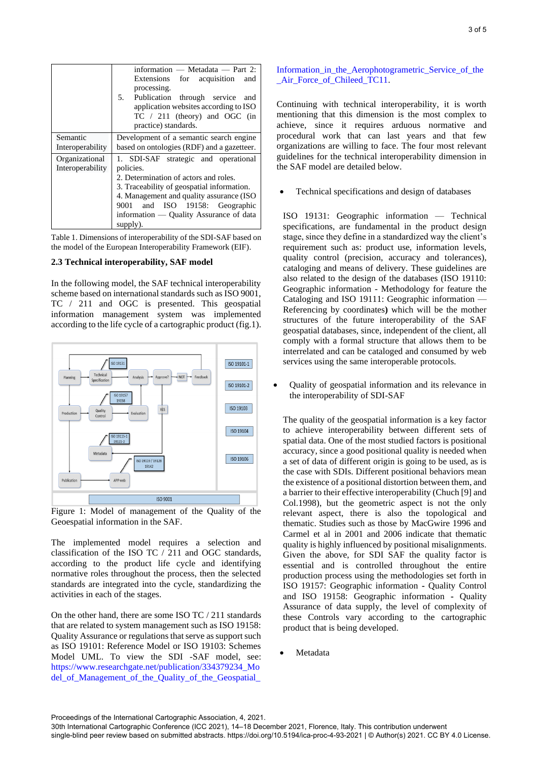| | information — Metadata — Part 2: Extensions for acquisition and processing.<br>5. Publication through service and application websites according to ISO TC / 211 (theory) and OGC (in practice) standards. |
|---|---|
| Semantic Interoperability | Development of a semantic search engine based on ontologies (RDF) and a gazetteer. |
| Organizational Interoperability | 1. SDI-SAF strategic and operational policies.<br>2. Determination of actors and roles.<br>3. Traceability of geospatial information.<br>4. Management and quality assurance (ISO 9001 and ISO 19158: Geographic information — Quality Assurance of data supply). |

Table 1. Dimensions of interoperability of the SDI-SAF based on the model of the European Interoperability Framework (EIF).

### 2.3 Technical interoperability, SAF model

In the following model, the SAF technical interoperability scheme based on international standards such as ISO 9001, TC / 211 and OGC is presented. This geospatial information management system was implemented according to the life cycle of a cartographic product (fig.1).

Figure 1: Model of management of the Quality of the Geoespatial information in the SAF.

The implemented model requires a selection and classification of the ISO TC / 211 and OGC standards, according to the product life cycle and identifying normative roles throughout the process, then the selected standards are integrated into the cycle, standardizing the activities in each of the stages.

On the other hand, there are some ISO TC / 211 standards that are related to system management such as ISO 19158: Quality Assurance or regulations that serve as support such as ISO 19101: Reference Model or ISO 19103: Schemes Model UML. To view the SDI -SAF model, see: https://www.researchgate.net/publication/334379234_Model_of_Management_of_the_Quality_of_the_Geospatial_Information_in_the_Aerophotogrametric_Service_of_the_Air_Force_of_Chileed_TC11.

Continuing with technical interoperability, it is worth mentioning that this dimension is the most complex to achieve, since it requires arduous normative and procedural work that can last years and that few organizations are willing to face. The four most relevant guidelines for the technical interoperability dimension in the SAF model are detailed below.

- Technical specifications and design of databases

ISO 19131: Geographic information — Technical specifications, are fundamental in the product design stage, since they define in a standardized way the client's requirement such as: product use, information levels, quality control (precision, accuracy and tolerances), cataloging and means of delivery. These guidelines are also related to the design of the databases (ISO 19110: Geographic information - Methodology for feature the Cataloging and ISO 19111: Geographic information — Referencing by coordinates**)** which will be the mother structures of the future interoperability of the SAF geospatial databases, since, independent of the client, all comply with a formal structure that allows them to be interrelated and can be cataloged and consumed by web services using the same interoperable protocols.

- Quality of geospatial information and its relevance in the interoperability of SDI-SAF

The quality of the geospatial information is a key factor to achieve interoperability between different sets of spatial data. One of the most studied factors is positional accuracy, since a good positional quality is needed when a set of data of different origin is going to be used, as is the case with SDIs. Different positional behaviors mean the existence of a positional distortion between them, and a barrier to their effective interoperability (Chuch [9] and Col.1998), but the geometric aspect is not the only relevant aspect, there is also the topological and thematic. Studies such as those by MacGwire 1996 and Carmel et al in 2001 and 2006 indicate that thematic quality is highly influenced by positional misalignments. Given the above, for SDI SAF the quality factor is essential and is controlled throughout the entire production process using the methodologies set forth in ISO 19157: Geographic information - Quality Control and ISO 19158: Geographic information - Quality Assurance of data supply, the level of complexity of these Controls vary according to the cartographic product that is being developed.

- Metadata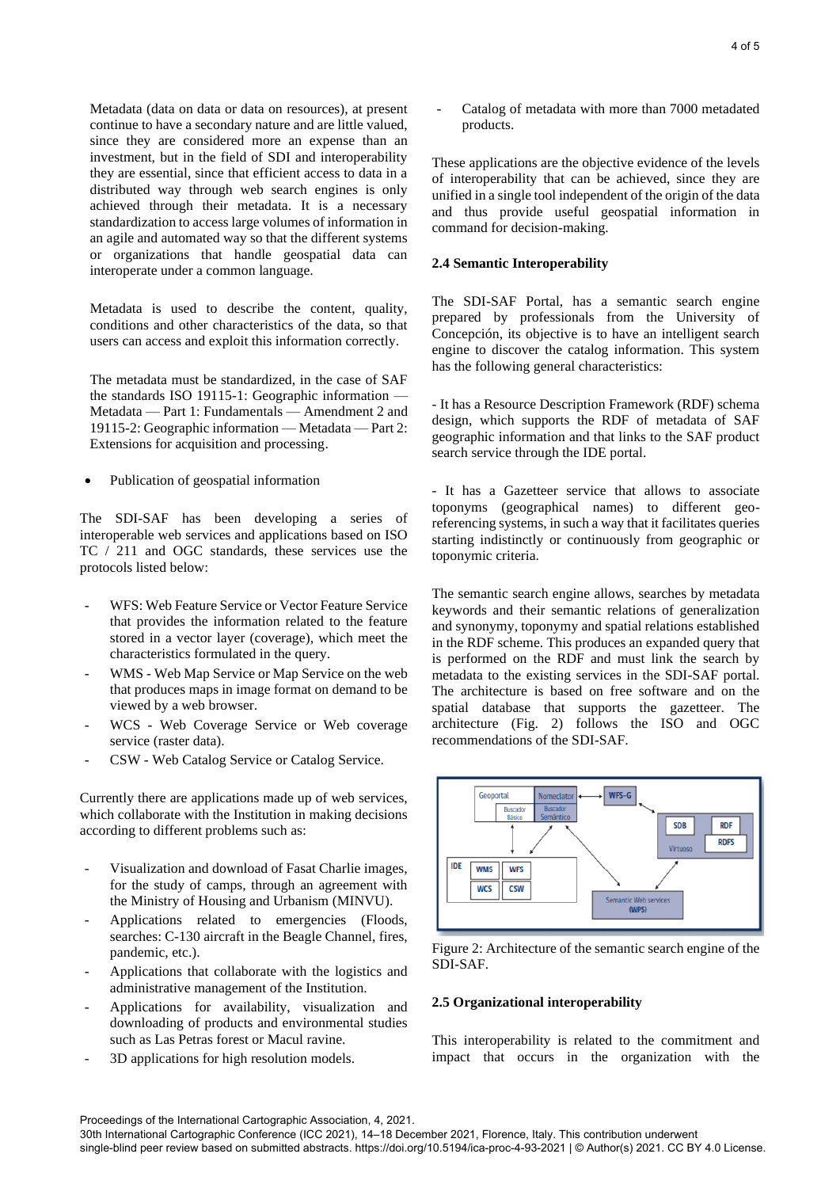Metadata (data on data or data on resources), at present continue to have a secondary nature and are little valued, since they are considered more an expense than an investment, but in the field of SDI and interoperability they are essential, since that efficient access to data in a distributed way through web search engines is only achieved through their metadata. It is a necessary standardization to access large volumes of information in an agile and automated way so that the different systems or organizations that handle geospatial data can interoperate under a common language.

Metadata is used to describe the content, quality, conditions and other characteristics of the data, so that users can access and exploit this information correctly.

The metadata must be standardized, in the case of SAF the standards ISO 19115-1: Geographic information — Metadata — Part 1: Fundamentals — Amendment 2 and 19115-2: Geographic information — Metadata — Part 2: Extensions for acquisition and processing.

- Publication of geospatial information

The SDI-SAF has been developing a series of interoperable web services and applications based on ISO TC / 211 and OGC standards, these services use the protocols listed below:

- WFS: Web Feature Service or Vector Feature Service that provides the information related to the feature stored in a vector layer (coverage), which meet the characteristics formulated in the query.
- WMS - Web Map Service or Map Service on the web that produces maps in image format on demand to be viewed by a web browser.
- WCS - Web Coverage Service or Web coverage service (raster data).
- CSW - Web Catalog Service or Catalog Service.

Currently there are applications made up of web services, which collaborate with the Institution in making decisions according to different problems such as:

- Visualization and download of Fasat Charlie images, for the study of camps, through an agreement with the Ministry of Housing and Urbanism (MINVU).
- Applications related to emergencies (Floods, searches: C-130 aircraft in the Beagle Channel, fires, pandemic, etc.).
- Applications that collaborate with the logistics and administrative management of the Institution.
- Applications for availability, visualization and downloading of products and environmental studies such as Las Petras forest or Macul ravine.
- 3D applications for high resolution models.
- Catalog of metadata with more than 7000 metadated products.

These applications are the objective evidence of the levels of interoperability that can be achieved, since they are unified in a single tool independent of the origin of the data and thus provide useful geospatial information in command for decision-making.

### 2.4 Semantic Interoperability

The SDI-SAF Portal, has a semantic search engine prepared by professionals from the University of Concepción, its objective is to have an intelligent search engine to discover the catalog information. This system has the following general characteristics:

- It has a Resource Description Framework (RDF) schema design, which supports the RDF of metadata of SAF geographic information and that links to the SAF product search service through the IDE portal.

- It has a Gazetteer service that allows to associate toponyms (geographical names) to different geo-referencing systems, in such a way that it facilitates queries starting indistinctly or continuously from geographic or toponymic criteria.

The semantic search engine allows, searches by metadata keywords and their semantic relations of generalization and synonymy, toponymy and spatial relations established in the RDF scheme. This produces an expanded query that is performed on the RDF and must link the search by metadata to the existing services in the SDI-SAF portal. The architecture is based on free software and on the spatial database that supports the gazetteer. The architecture (Fig. 2) follows the ISO and OGC recommendations of the SDI-SAF.

Figure 2: Architecture of the semantic search engine of the SDI-SAF.

### 2.5 Organizational interoperability

This interoperability is related to the commitment and impact that occurs in the organization with the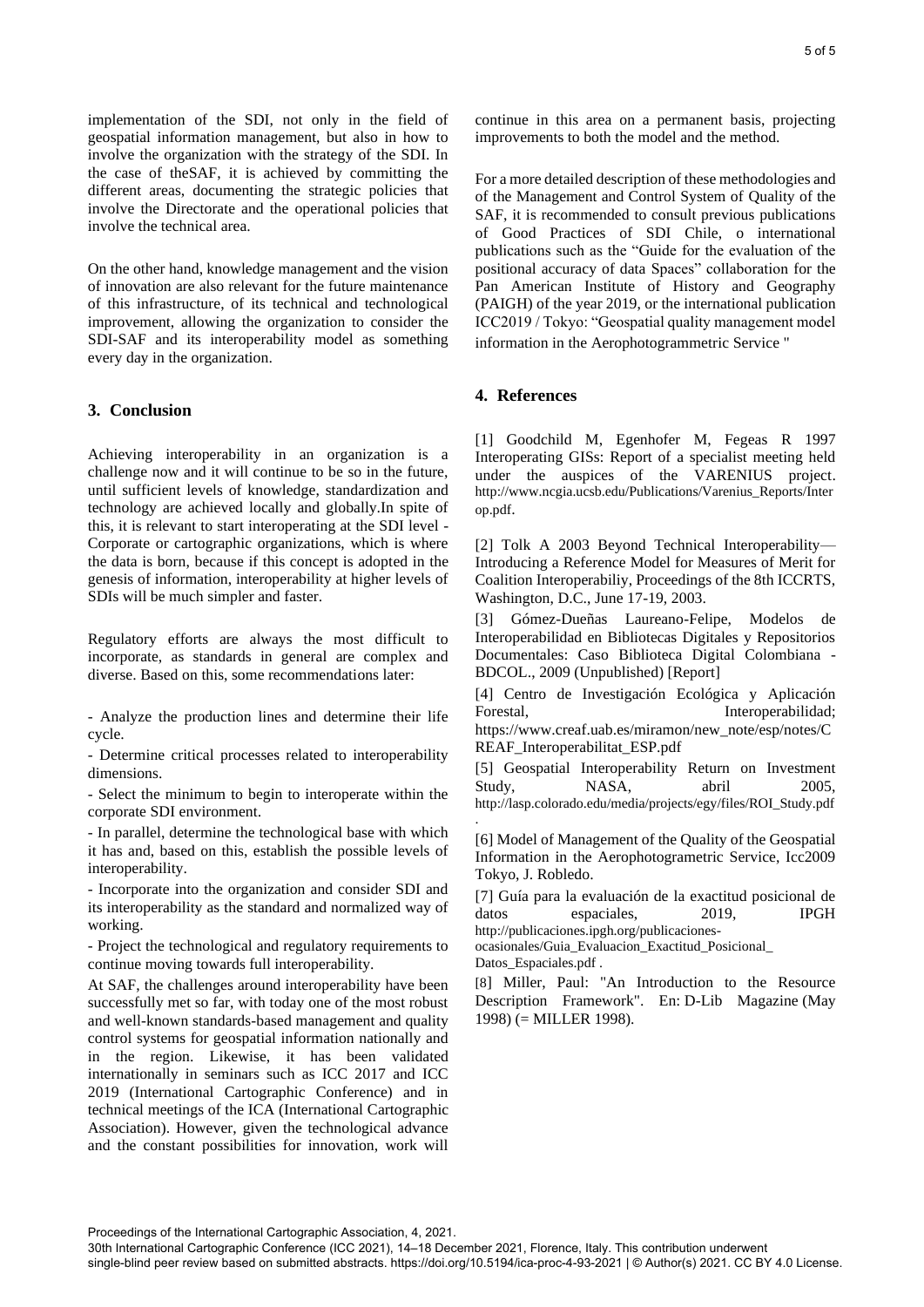implementation of the SDI, not only in the field of geospatial information management, but also in how to involve the organization with the strategy of the SDI. In the case of theSAF, it is achieved by committing the different areas, documenting the strategic policies that involve the Directorate and the operational policies that involve the technical area.

On the other hand, knowledge management and the vision of innovation are also relevant for the future maintenance of this infrastructure, of its technical and technological improvement, allowing the organization to consider the SDI-SAF and its interoperability model as something every day in the organization.

## 3. Conclusion

Achieving interoperability in an organization is a challenge now and it will continue to be so in the future, until sufficient levels of knowledge, standardization and technology are achieved locally and globally.In spite of this, it is relevant to start interoperating at the SDI level - Corporate or cartographic organizations, which is where the data is born, because if this concept is adopted in the genesis of information, interoperability at higher levels of SDIs will be much simpler and faster.

Regulatory efforts are always the most difficult to incorporate, as standards in general are complex and diverse. Based on this, some recommendations later:

- Analyze the production lines and determine their life cycle.
- Determine critical processes related to interoperability dimensions.
- Select the minimum to begin to interoperate within the corporate SDI environment.
- In parallel, determine the technological base with which it has and, based on this, establish the possible levels of interoperability.
- Incorporate into the organization and consider SDI and its interoperability as the standard and normalized way of working.
- Project the technological and regulatory requirements to continue moving towards full interoperability.

At SAF, the challenges around interoperability have been successfully met so far, with today one of the most robust and well-known standards-based management and quality control systems for geospatial information nationally and in the region. Likewise, it has been validated internationally in seminars such as ICC 2017 and ICC 2019 (International Cartographic Conference) and in technical meetings of the ICA (International Cartographic Association). However, given the technological advance and the constant possibilities for innovation, work will continue in this area on a permanent basis, projecting improvements to both the model and the method.

For a more detailed description of these methodologies and of the Management and Control System of Quality of the SAF, it is recommended to consult previous publications of Good Practices of SDI Chile, o international publications such as the "Guide for the evaluation of the positional accuracy of data Spaces" collaboration for the Pan American Institute of History and Geography (PAIGH) of the year 2019, or the international publication ICC2019 / Tokyo: "Geospatial quality management model information in the Aerophotogrammetric Service "

## 4. References

[1] Goodchild M, Egenhofer M, Fegeas R 1997 Interoperating GISs: Report of a specialist meeting held under the auspices of the VARENIUS project. http://www.ncgia.ucsb.edu/Publications/Varenius_Reports/Interop.pdf.

[2] Tolk A 2003 Beyond Technical Interoperability—Introducing a Reference Model for Measures of Merit for Coalition Interoperabiliy, Proceedings of the 8th ICCRTS, Washington, D.C., June 17-19, 2003.

[3] Gómez-Dueñas Laureano-Felipe, Modelos de Interoperabilidad en Bibliotecas Digitales y Repositorios Documentales: Caso Biblioteca Digital Colombiana - BDCOL., 2009 (Unpublished) [Report]

[4] Centro de Investigación Ecológica y Aplicación Forestal, Interoperabilidad; https://www.creaf.uab.es/miramon/new_note/esp/notes/CREAF_Interoperabilitat_ESP.pdf

[5] Geospatial Interoperability Return on Investment Study, NASA, abril 2005, http://lasp.colorado.edu/media/projects/egy/files/ROI_Study.pdf .

[6] Model of Management of the Quality of the Geospatial Information in the Aerophotogrametric Service, Icc2009 Tokyo, J. Robledo.

[7] Guía para la evaluación de la exactitud posicional de datos espaciales, 2019, IPGH http://publicaciones.ipgh.org/publicaciones-ocasionales/Guia_Evaluacion_Exactitud_Posicional_Datos_Espaciales.pdf .

[8] Miller, Paul: "An Introduction to the Resource Description Framework". En: D-Lib Magazine (May 1998) (= MILLER 1998).